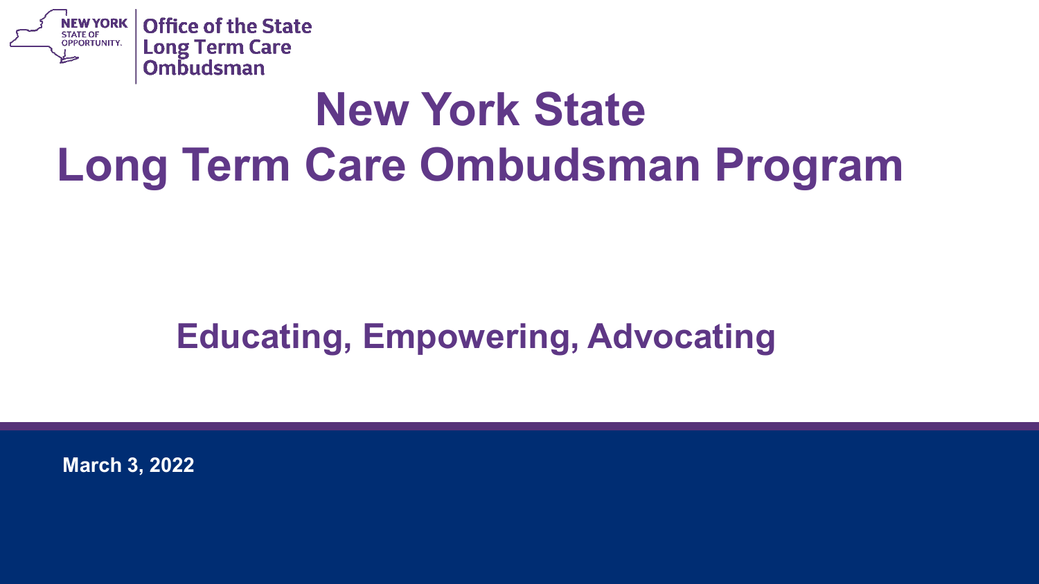NEW YORK STATE OF OPPORTUNITY. | Office of the State Long Term Care Ombudsman

# New York State Long Term Care Ombudsman Program

## Educating, Empowering, Advocating

**March 3, 2022**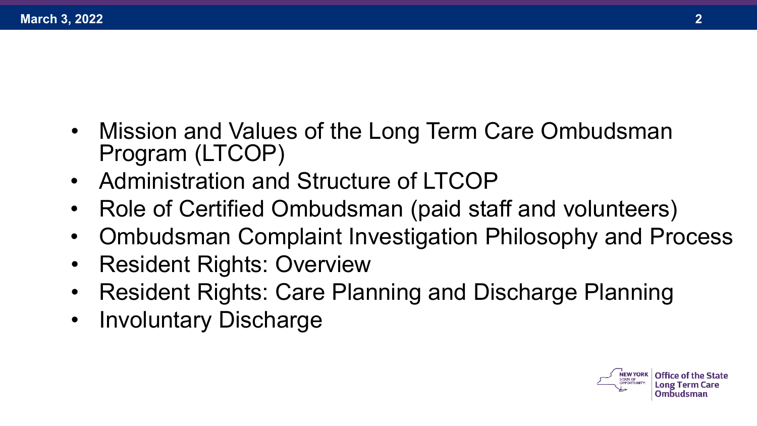- Mission and Values of the Long Term Care Ombudsman Program (LTCOP)
- Administration and Structure of LTCOP
- Role of Certified Ombudsman (paid staff and volunteers)
- Ombudsman Complaint Investigation Philosophy and Process
- Resident Rights: Overview
- Resident Rights: Care Planning and Discharge Planning
- Involuntary Discharge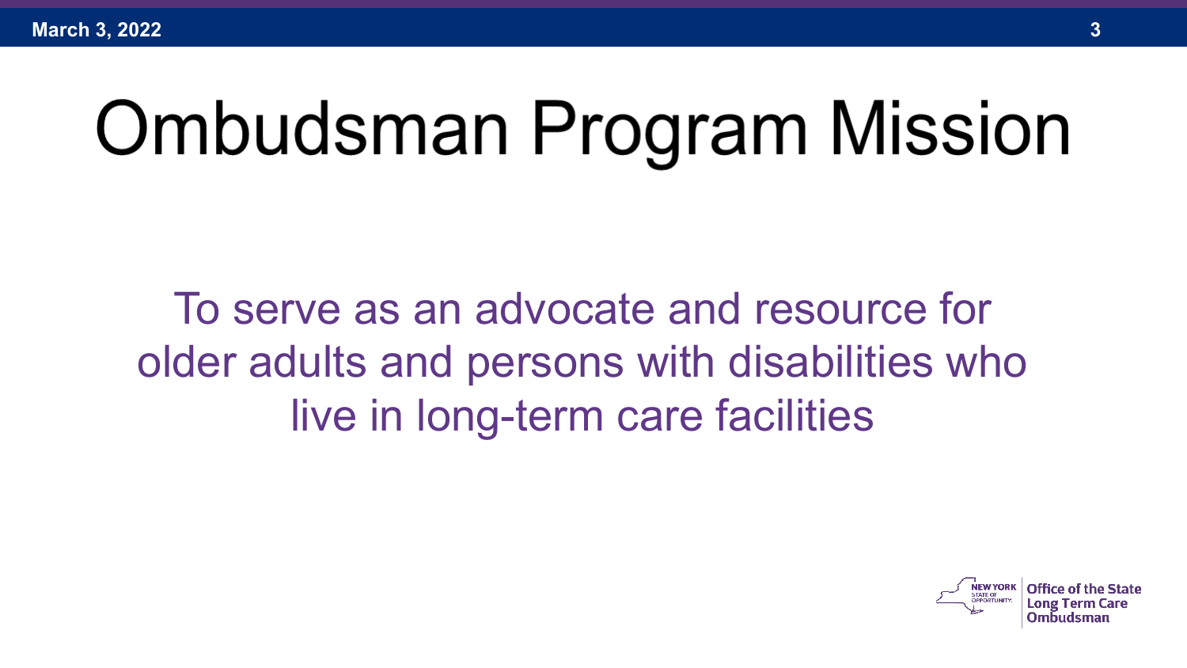# Ombudsman Program Mission

To serve as an advocate and resource for older adults and persons with disabilities who live in long-term care facilities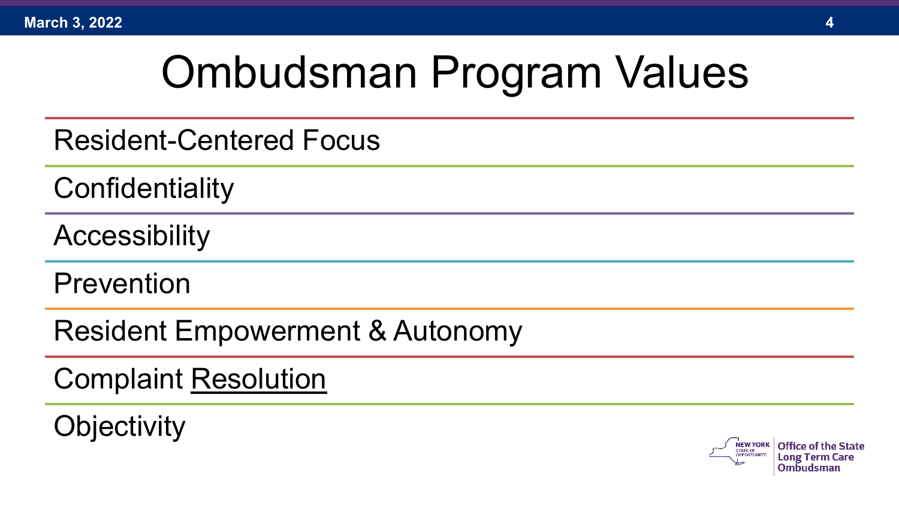# Ombudsman Program Values

- Resident-Centered Focus
- Confidentiality
- Accessibility
- Prevention
- Resident Empowerment & Autonomy
- Complaint Resolution
- Objectivity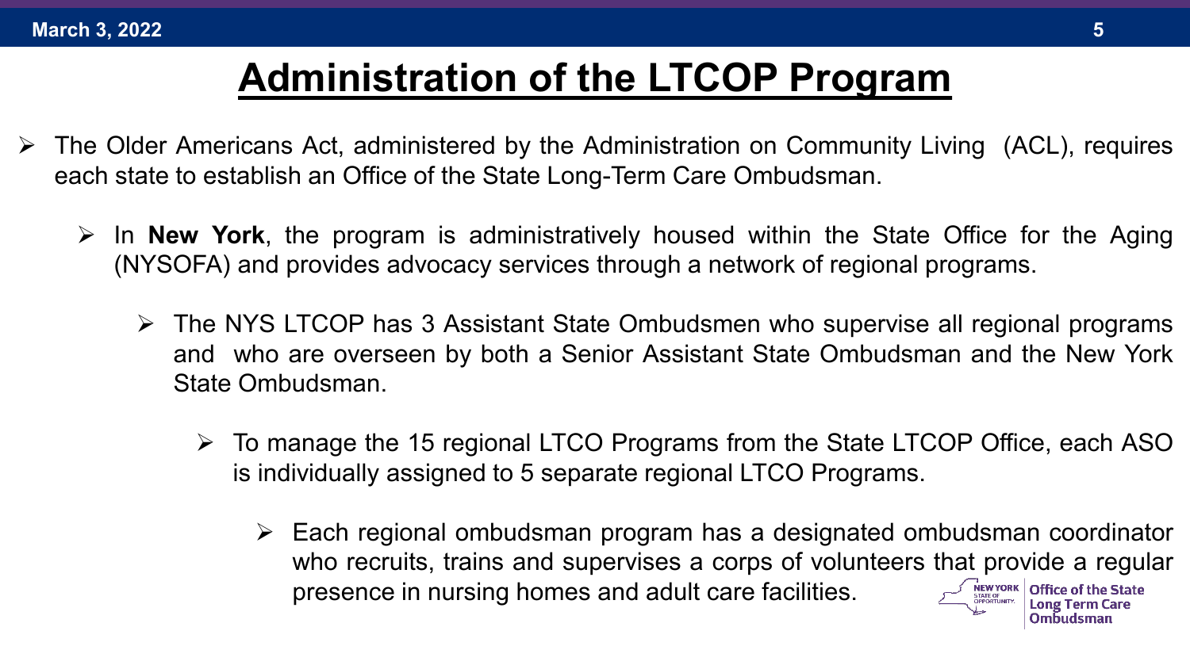# Administration of the LTCOP Program

- The Older Americans Act, administered by the Administration on Community Living (ACL), requires each state to establish an Office of the State Long-Term Care Ombudsman.
  - In **New York**, the program is administratively housed within the State Office for the Aging (NYSOFA) and provides advocacy services through a network of regional programs.
    - The NYS LTCOP has 3 Assistant State Ombudsmen who supervise all regional programs and who are overseen by both a Senior Assistant State Ombudsman and the New York State Ombudsman.
      - To manage the 15 regional LTCO Programs from the State LTCOP Office, each ASO is individually assigned to 5 separate regional LTCO Programs.
        - Each regional ombudsman program has a designated ombudsman coordinator who recruits, trains and supervises a corps of volunteers that provide a regular presence in nursing homes and adult care facilities.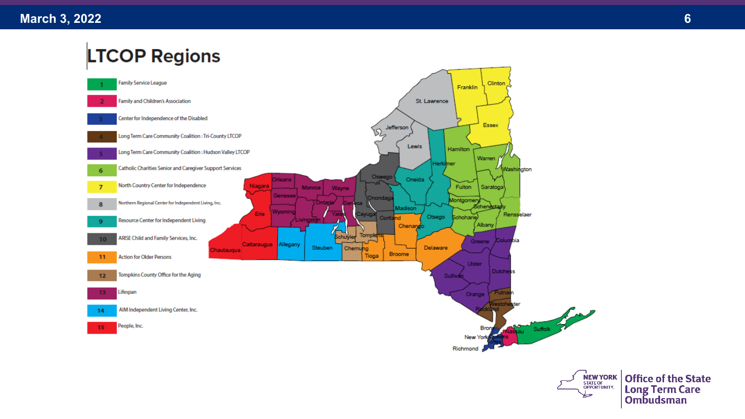# LTCOP Regions

| Region | Organization |
|---|---|
| 1 | Family Service League |
| 2 | Family and Children's Association |
| 3 | Center for Independence of the Disabled |
| 4 | Long Term Care Community Coalition : Tri-County LTCOP |
| 5 | Long Term Care Community Coalition : Hudson Valley LTCOP |
| 6 | Catholic Charities Senior and Caregiver Support Services |
| 7 | North Country Center for Independence |
| 8 | Northern Regional Center for Independent Living, Inc. |
| 9 | Resource Center for Independent Living |
| 10 | ARISE Child and Family Services, Inc. |
| 11 | Action for Older Persons |
| 12 | Tompkins County Office for the Aging |
| 13 | Lifespan |
| 14 | AIM Independent Living Center, Inc. |
| 15 | People, Inc. |

Franklin, Clinton, St. Lawrence, Essex, Jefferson, Lewis, Hamilton, Warren, Herkimer, Washington, Oswego, Oneida, Fulton, Saratoga, Orleans, Niagara, Monroe, Wayne, Genesee, Onondaga, Montgomery, Ontario, Seneca, Madison, Schenectady, Rensselaer, Erie, Wyoming, Yates, Cayuga, Otsego, Schoharie, Livingston, Cortland, Chenango, Albany, Tompkins, Schuyler, Greene, Columbia, Chautauqua, Cattaraugus, Allegany, Steuben, Chemung, Delaware, Tioga, Broome, Ulster, Dutchess, Sullivan, Orange, Putnam, Westchester, Rockland, Bronx, Nassau, Suffolk, New York, Queens, Kings, Richmond

Office of the State Long Term Care Ombudsman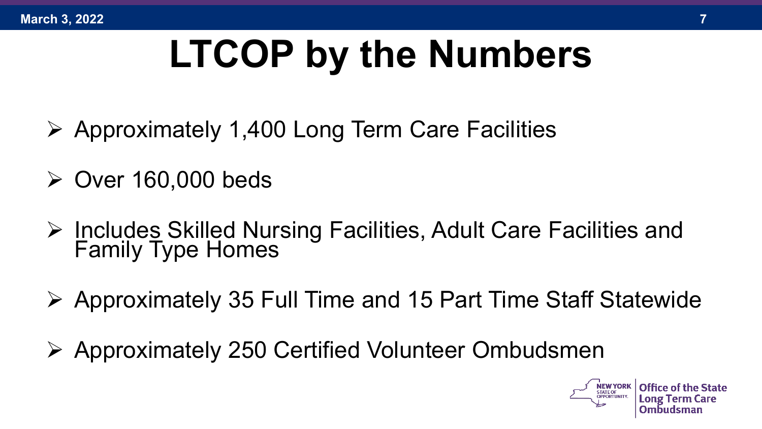# LTCOP by the Numbers

- Approximately 1,400 Long Term Care Facilities
- Over 160,000 beds
- Includes Skilled Nursing Facilities, Adult Care Facilities and Family Type Homes
- Approximately 35 Full Time and 15 Part Time Staff Statewide
- Approximately 250 Certified Volunteer Ombudsmen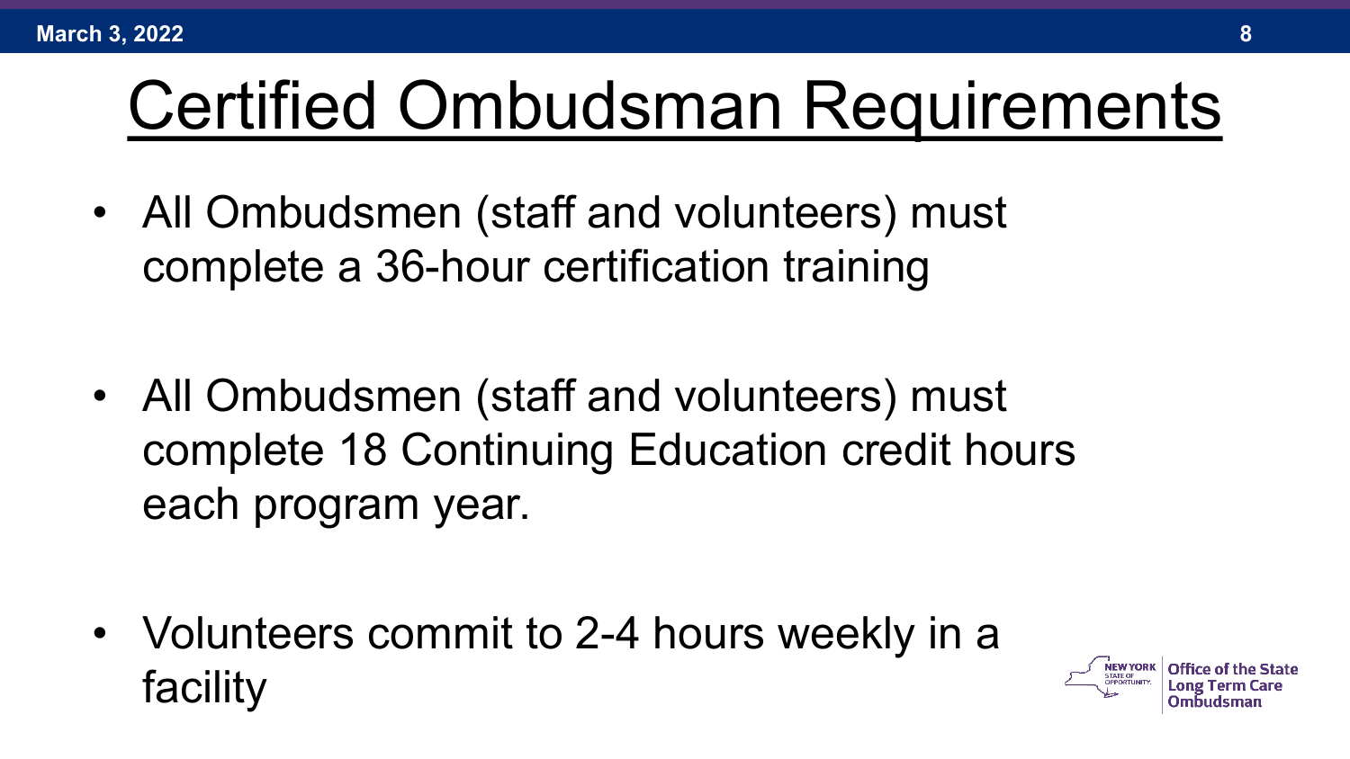# Certified Ombudsman Requirements

- All Ombudsmen (staff and volunteers) must complete a 36-hour certification training
- All Ombudsmen (staff and volunteers) must complete 18 Continuing Education credit hours each program year.
- Volunteers commit to 2-4 hours weekly in a facility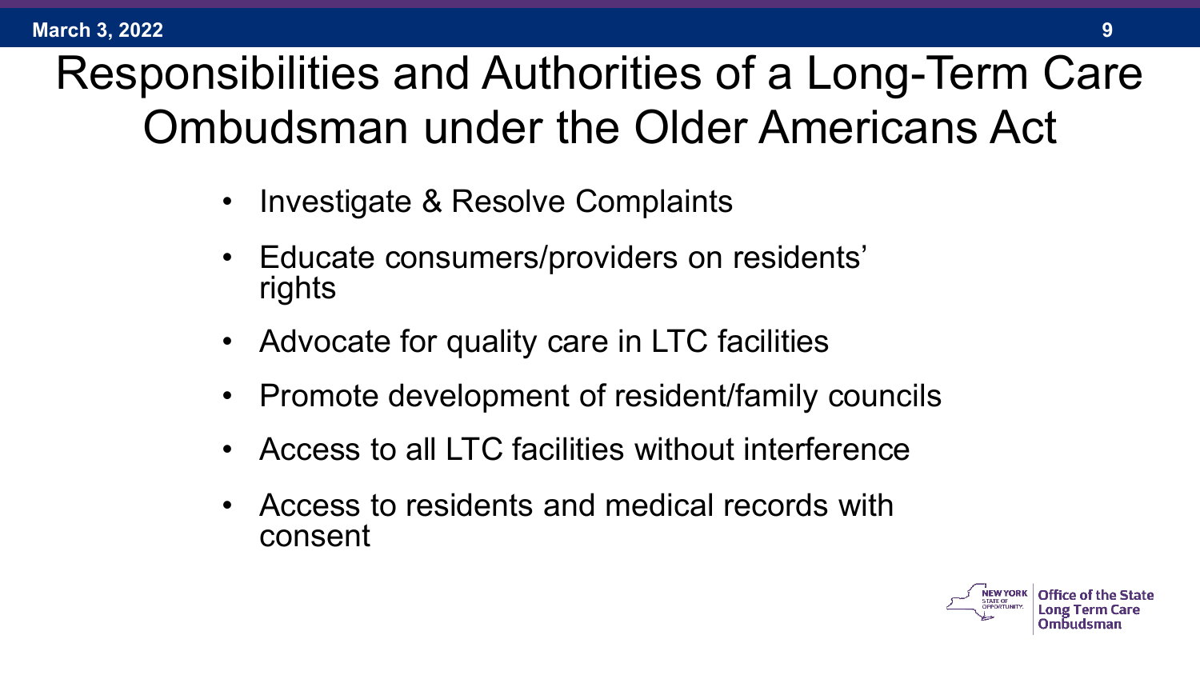# Responsibilities and Authorities of a Long-Term Care Ombudsman under the Older Americans Act

- Investigate & Resolve Complaints
- Educate consumers/providers on residents' rights
- Advocate for quality care in LTC facilities
- Promote development of resident/family councils
- Access to all LTC facilities without interference
- Access to residents and medical records with consent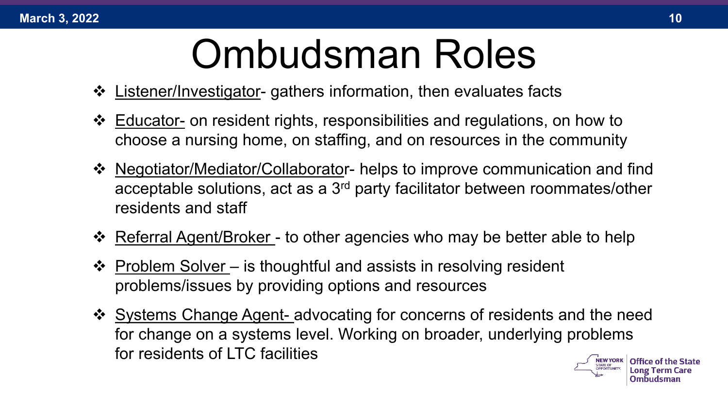# Ombudsman Roles

- Listener/Investigator- gathers information, then evaluates facts
- Educator- on resident rights, responsibilities and regulations, on how to choose a nursing home, on staffing, and on resources in the community
- Negotiator/Mediator/Collaborator- helps to improve communication and find acceptable solutions, act as a 3rd party facilitator between roommates/other residents and staff
- Referral Agent/Broker - to other agencies who may be better able to help
- Problem Solver – is thoughtful and assists in resolving resident problems/issues by providing options and resources
- Systems Change Agent- advocating for concerns of residents and the need for change on a systems level. Working on broader, underlying problems for residents of LTC facilities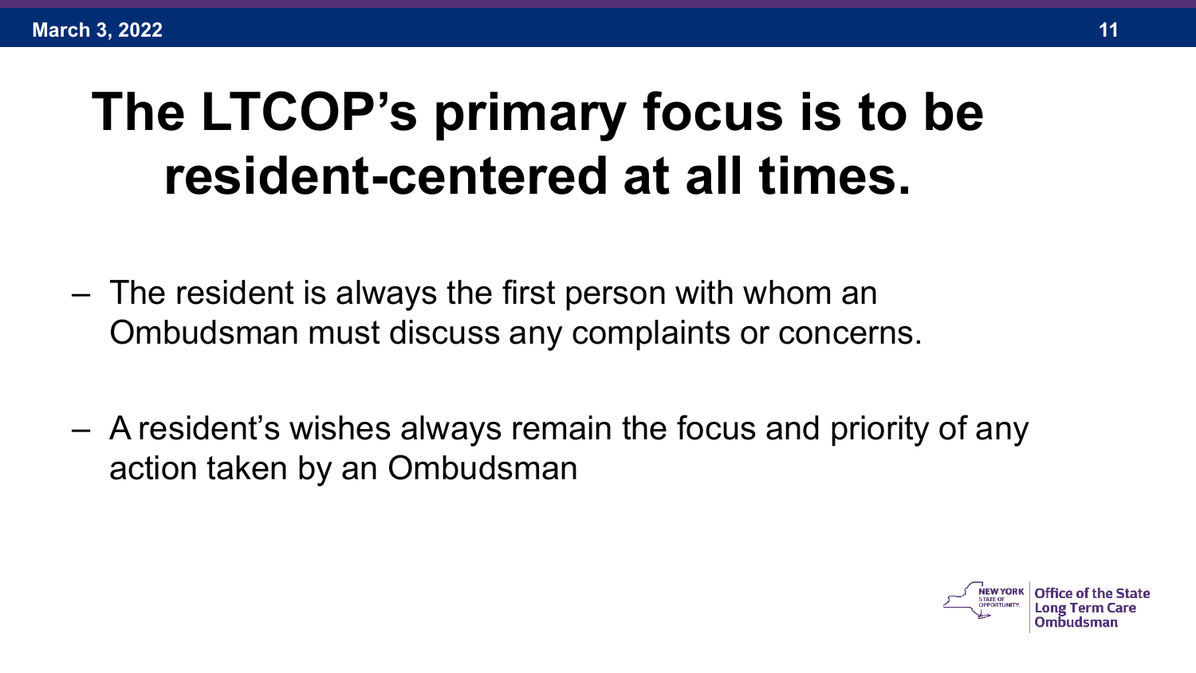# The LTCOP's primary focus is to be resident-centered at all times.

- The resident is always the first person with whom an Ombudsman must discuss any complaints or concerns.
- A resident's wishes always remain the focus and priority of any action taken by an Ombudsman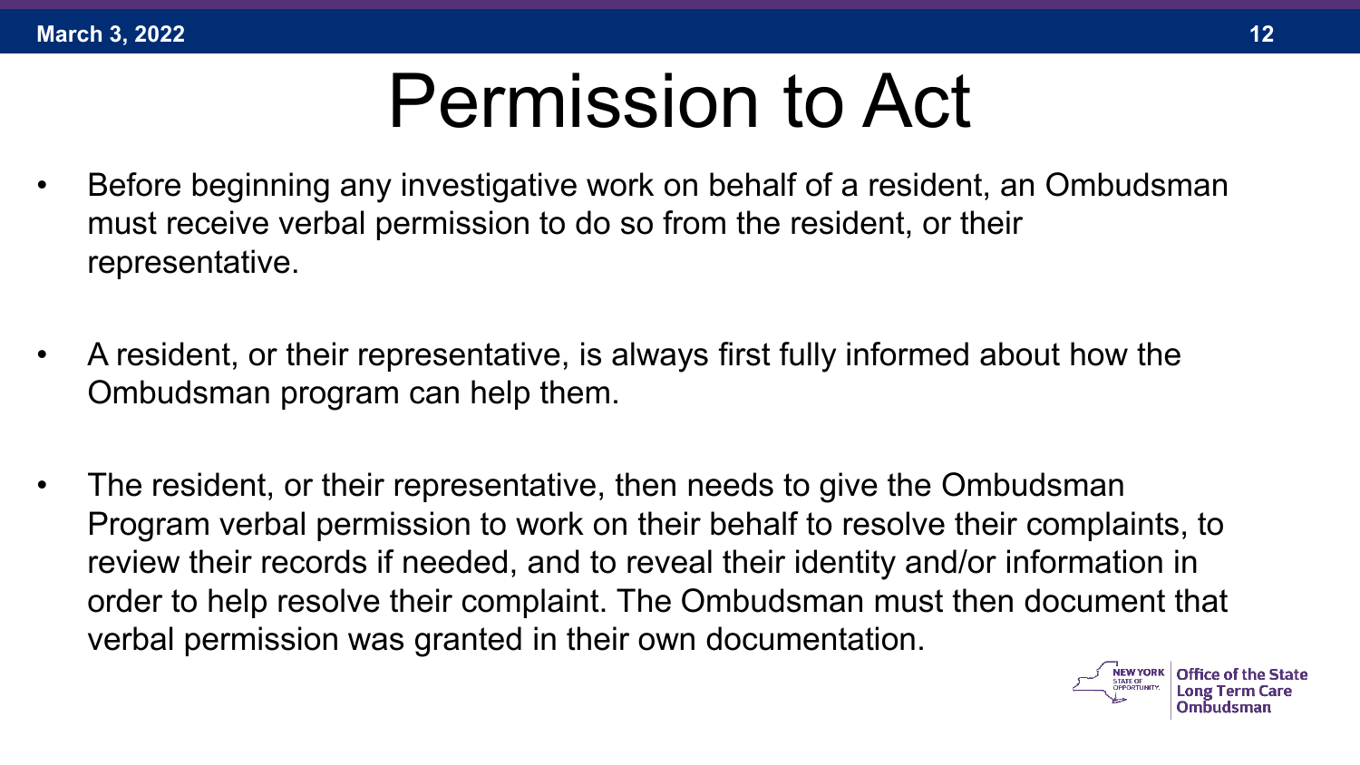# Permission to Act

- Before beginning any investigative work on behalf of a resident, an Ombudsman must receive verbal permission to do so from the resident, or their representative.
- A resident, or their representative, is always first fully informed about how the Ombudsman program can help them.
- The resident, or their representative, then needs to give the Ombudsman Program verbal permission to work on their behalf to resolve their complaints, to review their records if needed, and to reveal their identity and/or information in order to help resolve their complaint. The Ombudsman must then document that verbal permission was granted in their own documentation.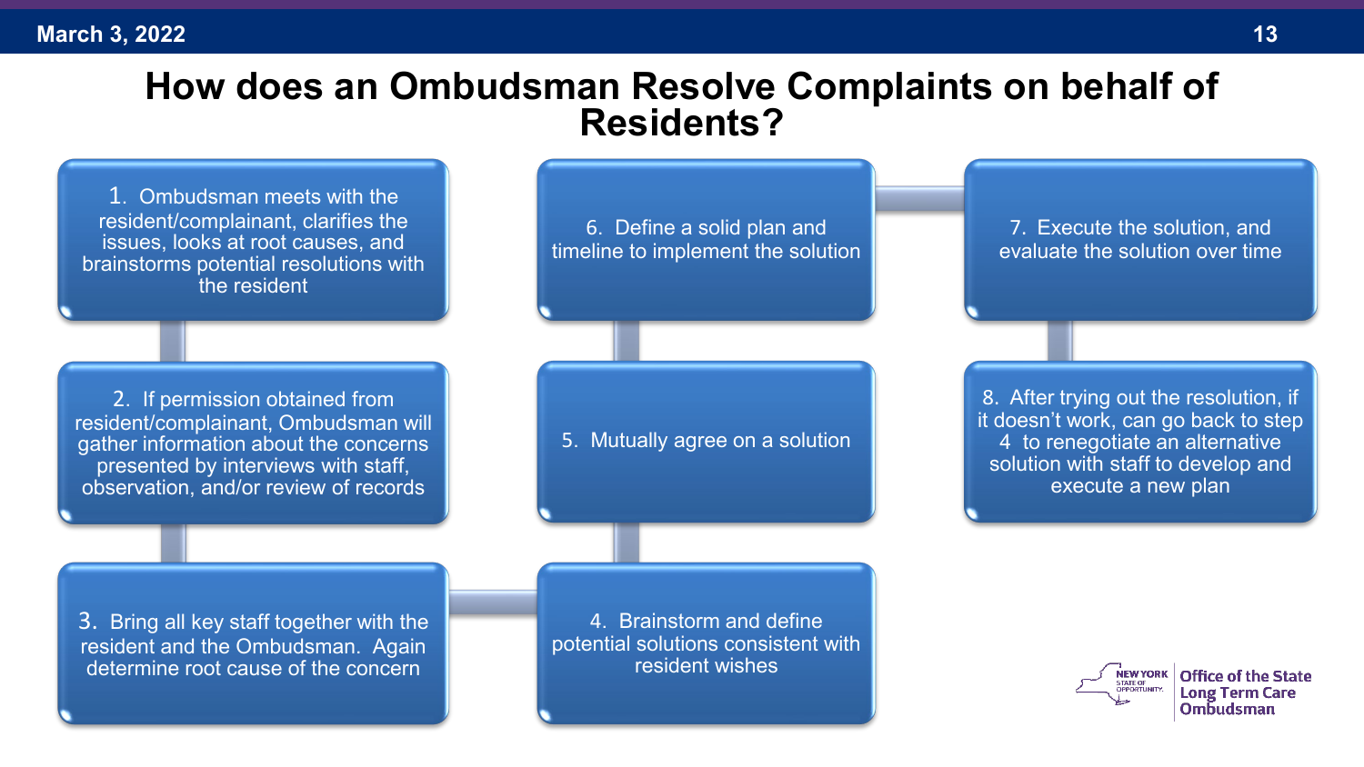# How does an Ombudsman Resolve Complaints on behalf of Residents?

1. Ombudsman meets with the resident/complainant, clarifies the issues, looks at root causes, and brainstorms potential resolutions with the resident
2. If permission obtained from resident/complainant, Ombudsman will gather information about the concerns presented by interviews with staff, observation, and/or review of records
3. Bring all key staff together with the resident and the Ombudsman. Again determine root cause of the concern
4. Brainstorm and define potential solutions consistent with resident wishes
5. Mutually agree on a solution
6. Define a solid plan and timeline to implement the solution
7. Execute the solution, and evaluate the solution over time
8. After trying out the resolution, if it doesn't work, can go back to step 4 to renegotiate an alternative solution with staff to develop and execute a new plan

NEW YORK STATE OF OPPORTUNITY. Office of the State Long Term Care Ombudsman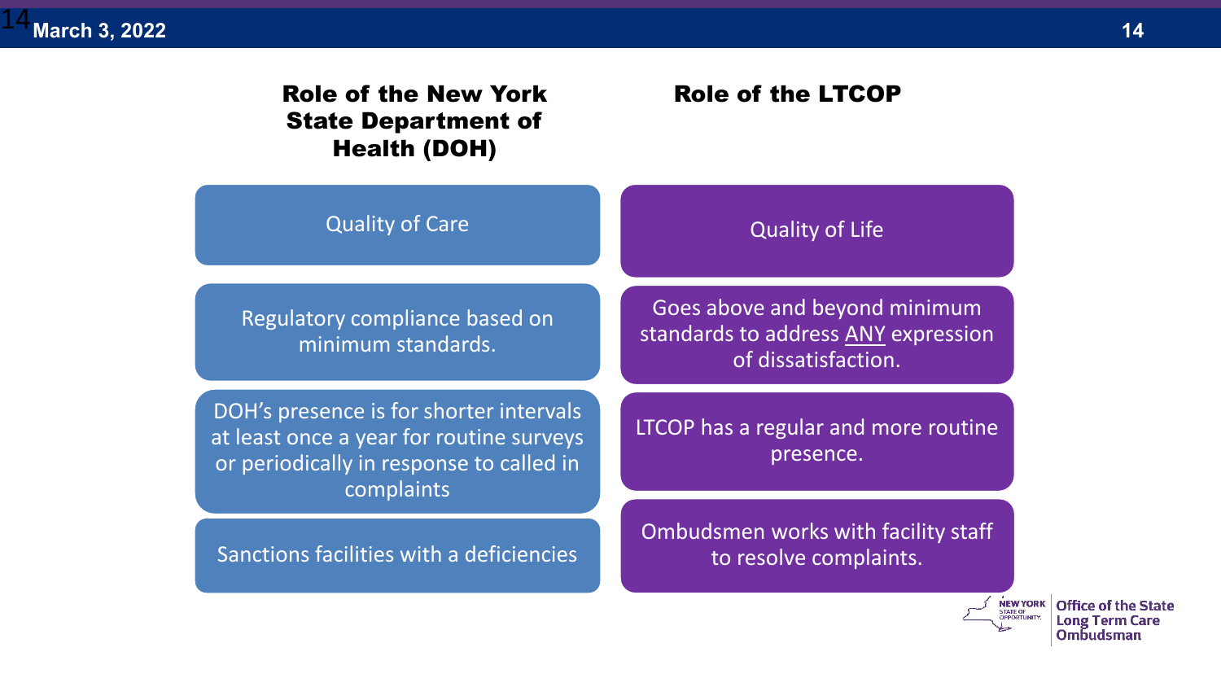| Role of the New York State Department of Health (DOH) | Role of the LTCOP |
| --- | --- |
| Quality of Care | Quality of Life |
| Regulatory compliance based on minimum standards. | Goes above and beyond minimum standards to address ANY expression of dissatisfaction. |
| DOH's presence is for shorter intervals at least once a year for routine surveys or periodically in response to called in complaints | LTCOP has a regular and more routine presence. |
| Sanctions facilities with a deficiencies | Ombudsmen works with facility staff to resolve complaints. |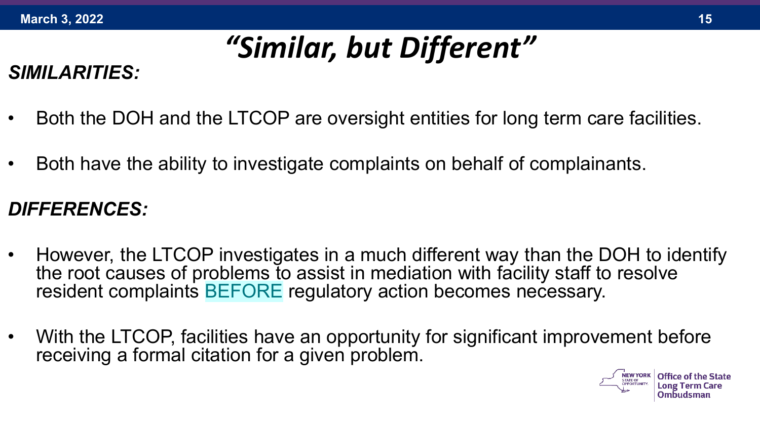# *"Similar, but Different"*

***SIMILARITIES:***

- Both the DOH and the LTCOP are oversight entities for long term care facilities.
- Both have the ability to investigate complaints on behalf of complainants.

***DIFFERENCES:***

- However, the LTCOP investigates in a much different way than the DOH to identify the root causes of problems to assist in mediation with facility staff to resolve resident complaints BEFORE regulatory action becomes necessary.
- With the LTCOP, facilities have an opportunity for significant improvement before receiving a formal citation for a given problem.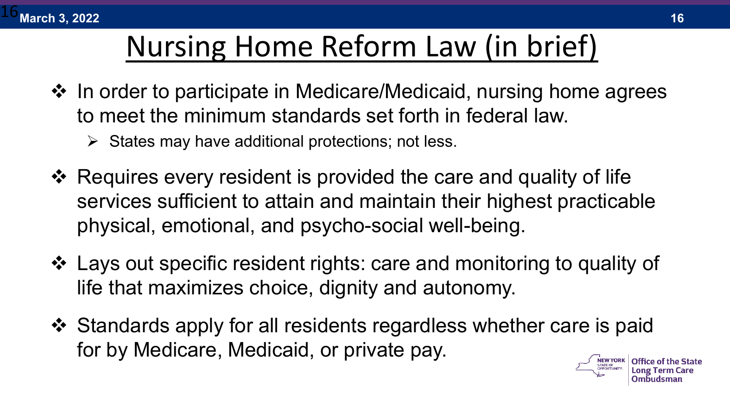# Nursing Home Reform Law (in brief)

- In order to participate in Medicare/Medicaid, nursing home agrees to meet the minimum standards set forth in federal law.
  - States may have additional protections; not less.
- Requires every resident is provided the care and quality of life services sufficient to attain and maintain their highest practicable physical, emotional, and psycho-social well-being.
- Lays out specific resident rights: care and monitoring to quality of life that maximizes choice, dignity and autonomy.
- Standards apply for all residents regardless whether care is paid for by Medicare, Medicaid, or private pay.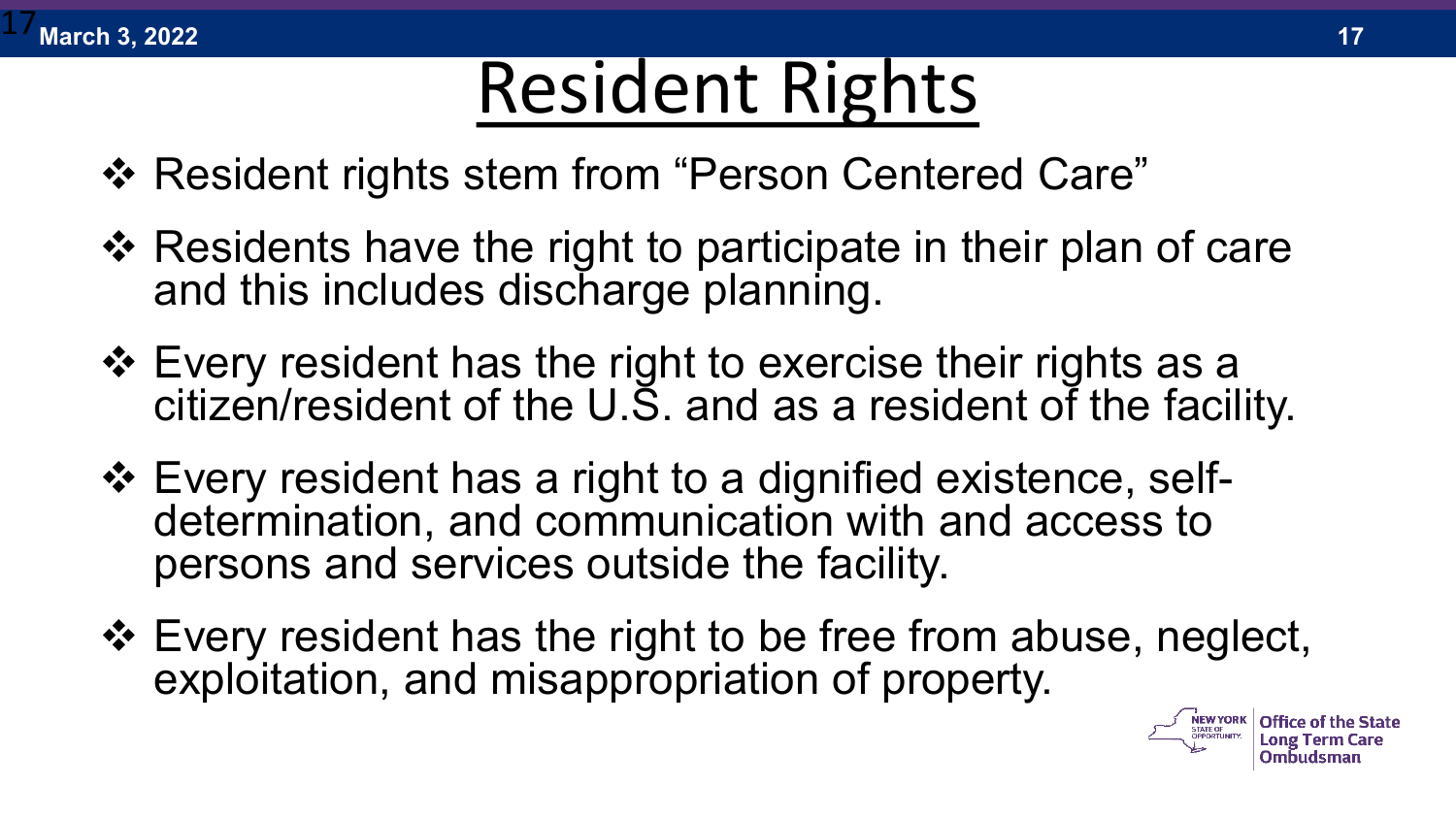# Resident Rights

- Resident rights stem from "Person Centered Care"
- Residents have the right to participate in their plan of care and this includes discharge planning.
- Every resident has the right to exercise their rights as a citizen/resident of the U.S. and as a resident of the facility.
- Every resident has a right to a dignified existence, self-determination, and communication with and access to persons and services outside the facility.
- Every resident has the right to be free from abuse, neglect, exploitation, and misappropriation of property.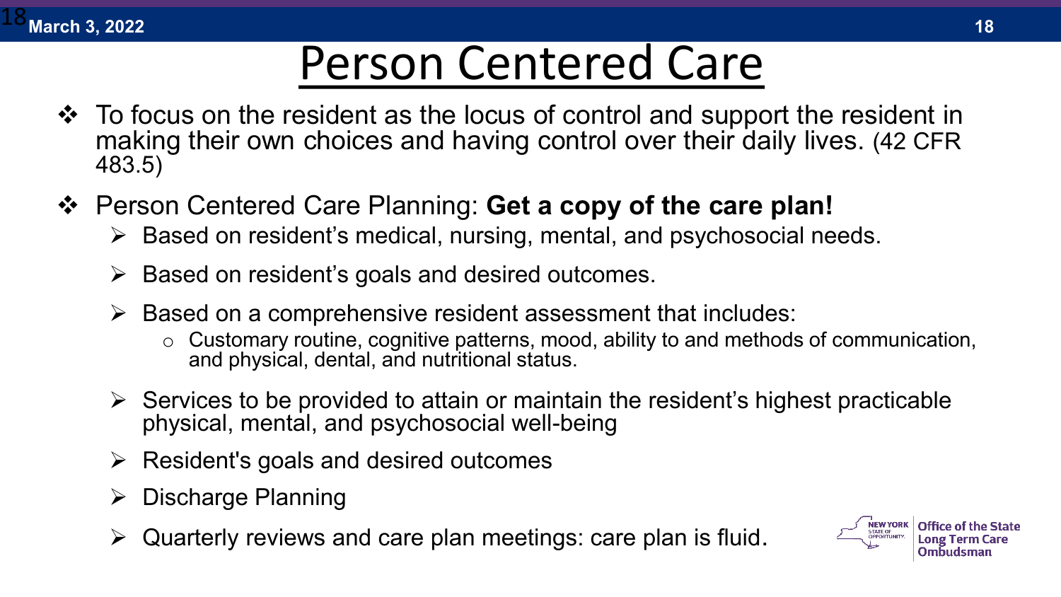# Person Centered Care

- To focus on the resident as the locus of control and support the resident in making their own choices and having control over their daily lives. (42 CFR 483.5)
- Person Centered Care Planning: **Get a copy of the care plan!**
  - Based on resident's medical, nursing, mental, and psychosocial needs.
  - Based on resident's goals and desired outcomes.
  - Based on a comprehensive resident assessment that includes:
    - Customary routine, cognitive patterns, mood, ability to and methods of communication, and physical, dental, and nutritional status.
  - Services to be provided to attain or maintain the resident's highest practicable physical, mental, and psychosocial well-being
  - Resident's goals and desired outcomes
  - Discharge Planning
  - Quarterly reviews and care plan meetings: care plan is fluid.

Office of the State Long Term Care Ombudsman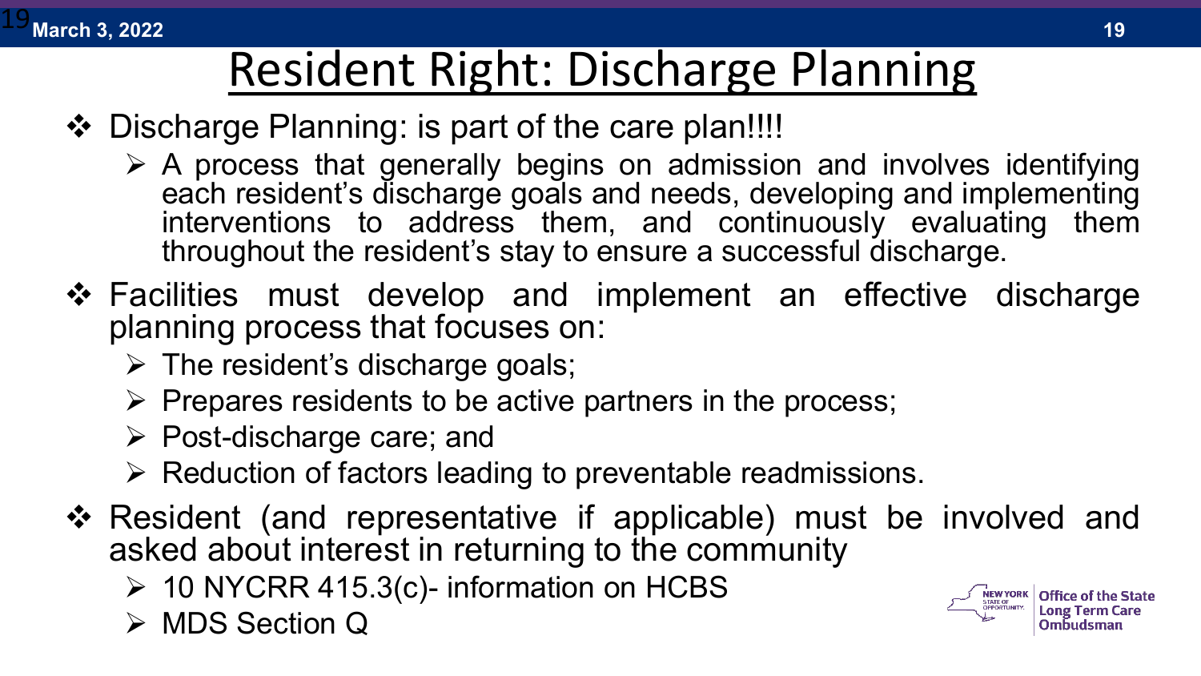# Resident Right: Discharge Planning

- Discharge Planning: is part of the care plan!!!!
  - A process that generally begins on admission and involves identifying each resident's discharge goals and needs, developing and implementing interventions to address them, and continuously evaluating them throughout the resident's stay to ensure a successful discharge.
- Facilities must develop and implement an effective discharge planning process that focuses on:
  - The resident's discharge goals;
  - Prepares residents to be active partners in the process;
  - Post-discharge care; and
  - Reduction of factors leading to preventable readmissions.
- Resident (and representative if applicable) must be involved and asked about interest in returning to the community
  - 10 NYCRR 415.3(c)- information on HCBS
  - MDS Section Q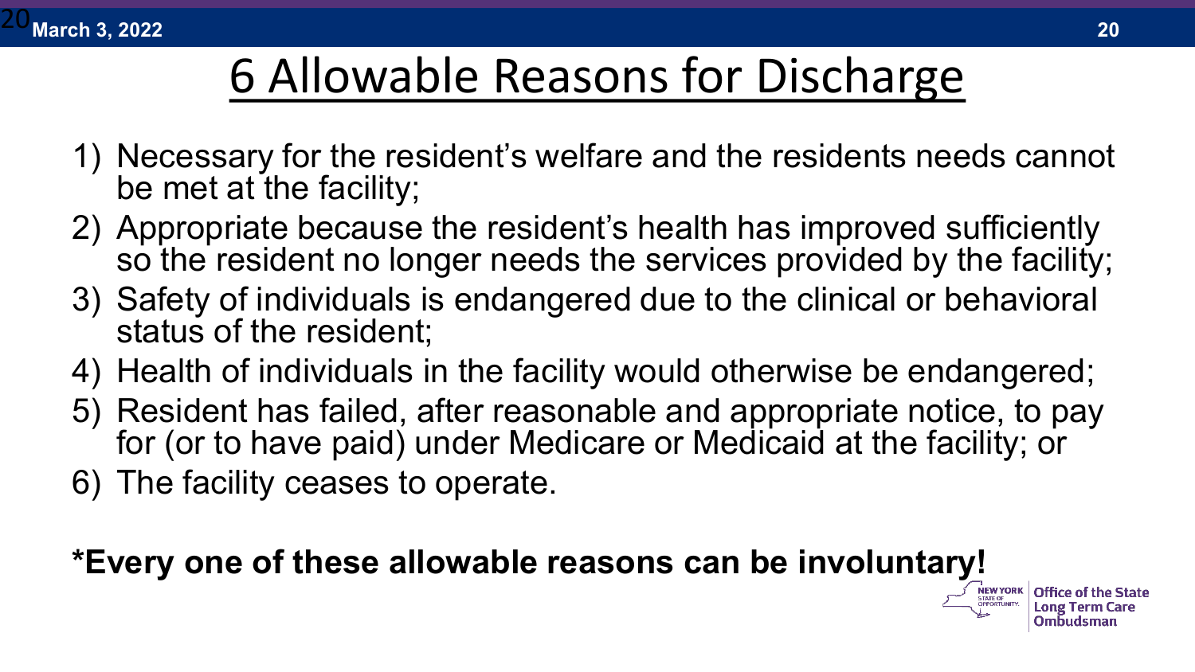# 6 Allowable Reasons for Discharge

1) Necessary for the resident's welfare and the residents needs cannot be met at the facility;
2) Appropriate because the resident's health has improved sufficiently so the resident no longer needs the services provided by the facility;
3) Safety of individuals is endangered due to the clinical or behavioral status of the resident;
4) Health of individuals in the facility would otherwise be endangered;
5) Resident has failed, after reasonable and appropriate notice, to pay for (or to have paid) under Medicare or Medicaid at the facility; or
6) The facility ceases to operate.

**\*Every one of these allowable reasons can be involuntary!**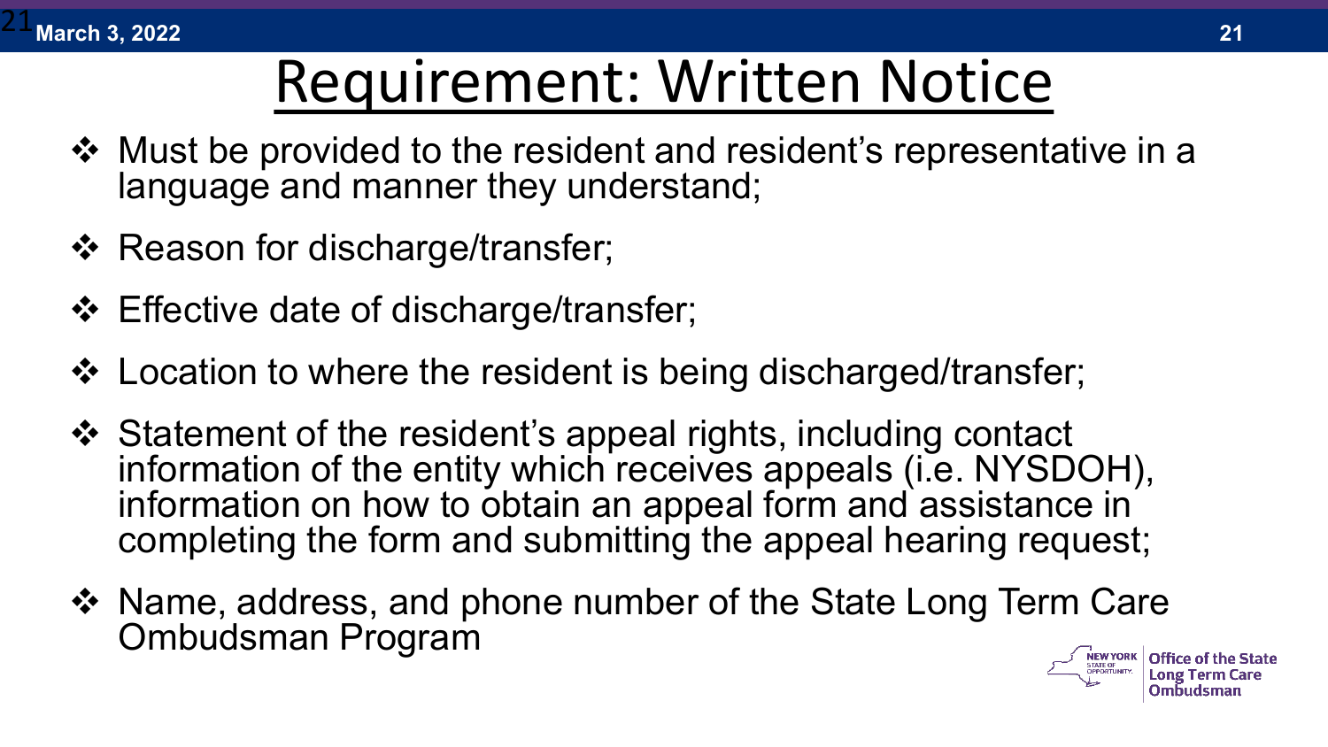# Requirement: Written Notice

- Must be provided to the resident and resident's representative in a language and manner they understand;
- Reason for discharge/transfer;
- Effective date of discharge/transfer;
- Location to where the resident is being discharged/transfer;
- Statement of the resident's appeal rights, including contact information of the entity which receives appeals (i.e. NYSDOH), information on how to obtain an appeal form and assistance in completing the form and submitting the appeal hearing request;
- Name, address, and phone number of the State Long Term Care Ombudsman Program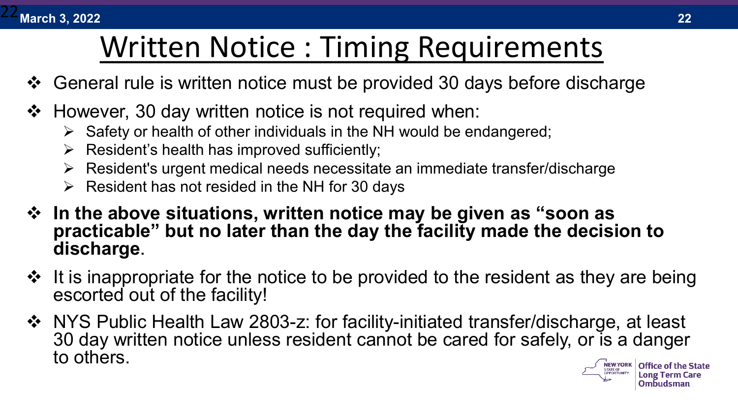# Written Notice : Timing Requirements

- General rule is written notice must be provided 30 days before discharge
- However, 30 day written notice is not required when:
  - Safety or health of other individuals in the NH would be endangered;
  - Resident's health has improved sufficiently;
  - Resident's urgent medical needs necessitate an immediate transfer/discharge
  - Resident has not resided in the NH for 30 days
- **In the above situations, written notice may be given as "soon as practicable" but no later than the day the facility made the decision to discharge**.
- It is inappropriate for the notice to be provided to the resident as they are being escorted out of the facility!
- NYS Public Health Law 2803-z: for facility-initiated transfer/discharge, at least 30 day written notice unless resident cannot be cared for safely, or is a danger to others.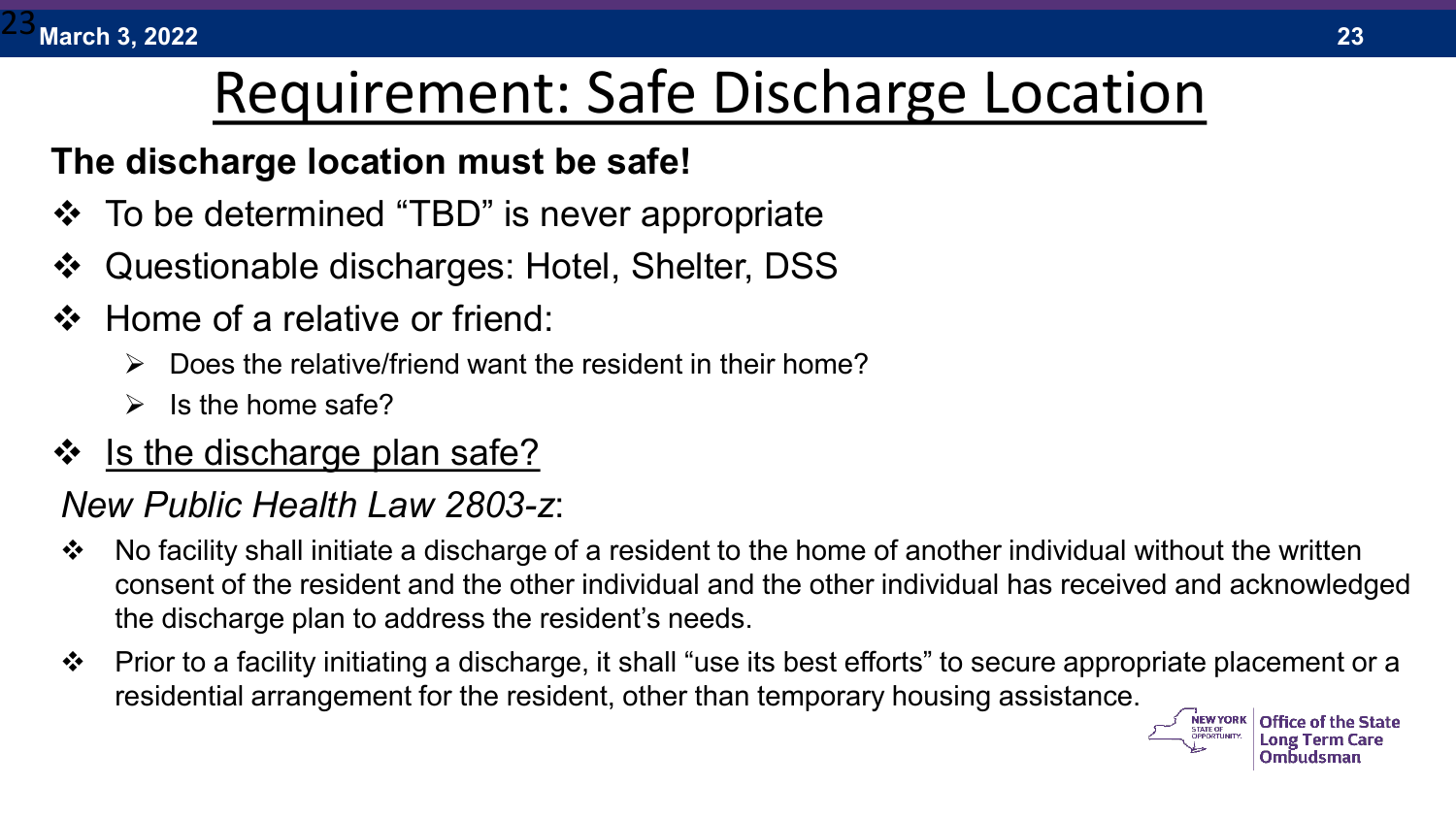# Requirement: Safe Discharge Location

**The discharge location must be safe!**

- To be determined "TBD" is never appropriate
- Questionable discharges: Hotel, Shelter, DSS
- Home of a relative or friend:
  - Does the relative/friend want the resident in their home?
  - Is the home safe?
- Is the discharge plan safe?

*New Public Health Law 2803-z*:

- No facility shall initiate a discharge of a resident to the home of another individual without the written consent of the resident and the other individual and the other individual has received and acknowledged the discharge plan to address the resident's needs.
- Prior to a facility initiating a discharge, it shall "use its best efforts" to secure appropriate placement or a residential arrangement for the resident, other than temporary housing assistance.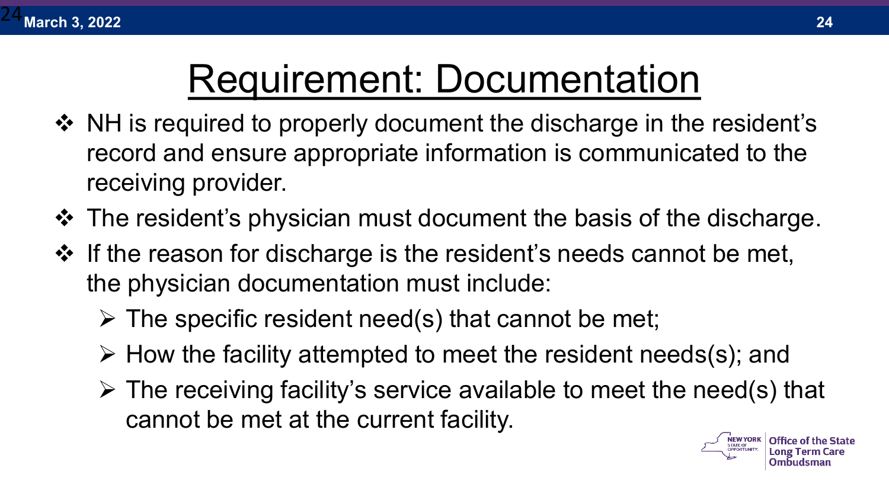# Requirement: Documentation

- NH is required to properly document the discharge in the resident's record and ensure appropriate information is communicated to the receiving provider.
- The resident's physician must document the basis of the discharge.
- If the reason for discharge is the resident's needs cannot be met, the physician documentation must include:
  - The specific resident need(s) that cannot be met;
  - How the facility attempted to meet the resident needs(s); and
  - The receiving facility's service available to meet the need(s) that cannot be met at the current facility.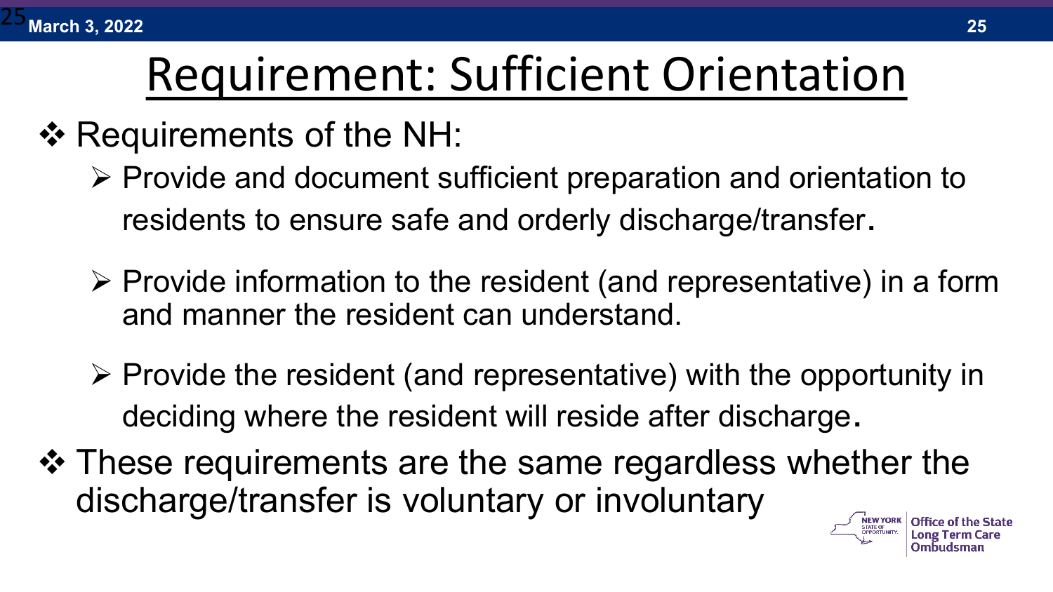# Requirement: Sufficient Orientation

- Requirements of the NH:
  - Provide and document sufficient preparation and orientation to residents to ensure safe and orderly discharge/transfer.
  - Provide information to the resident (and representative) in a form and manner the resident can understand.
  - Provide the resident (and representative) with the opportunity in deciding where the resident will reside after discharge.
- These requirements are the same regardless whether the discharge/transfer is voluntary or involuntary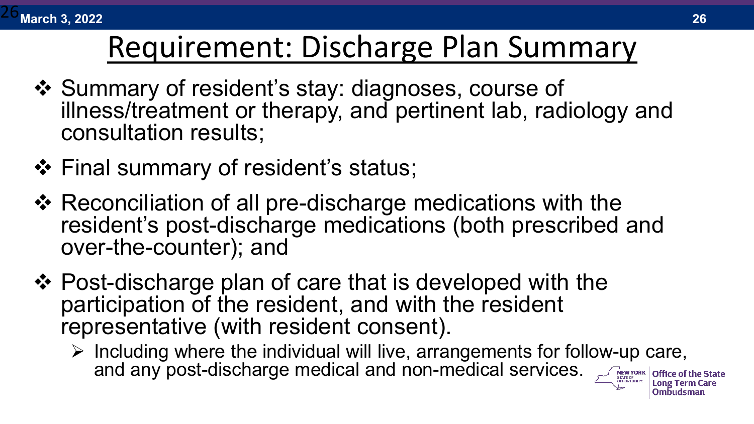# Requirement: Discharge Plan Summary

- Summary of resident's stay: diagnoses, course of illness/treatment or therapy, and pertinent lab, radiology and consultation results;
- Final summary of resident's status;
- Reconciliation of all pre-discharge medications with the resident's post-discharge medications (both prescribed and over-the-counter); and
- Post-discharge plan of care that is developed with the participation of the resident, and with the resident representative (with resident consent).
  - Including where the individual will live, arrangements for follow-up care, and any post-discharge medical and non-medical services.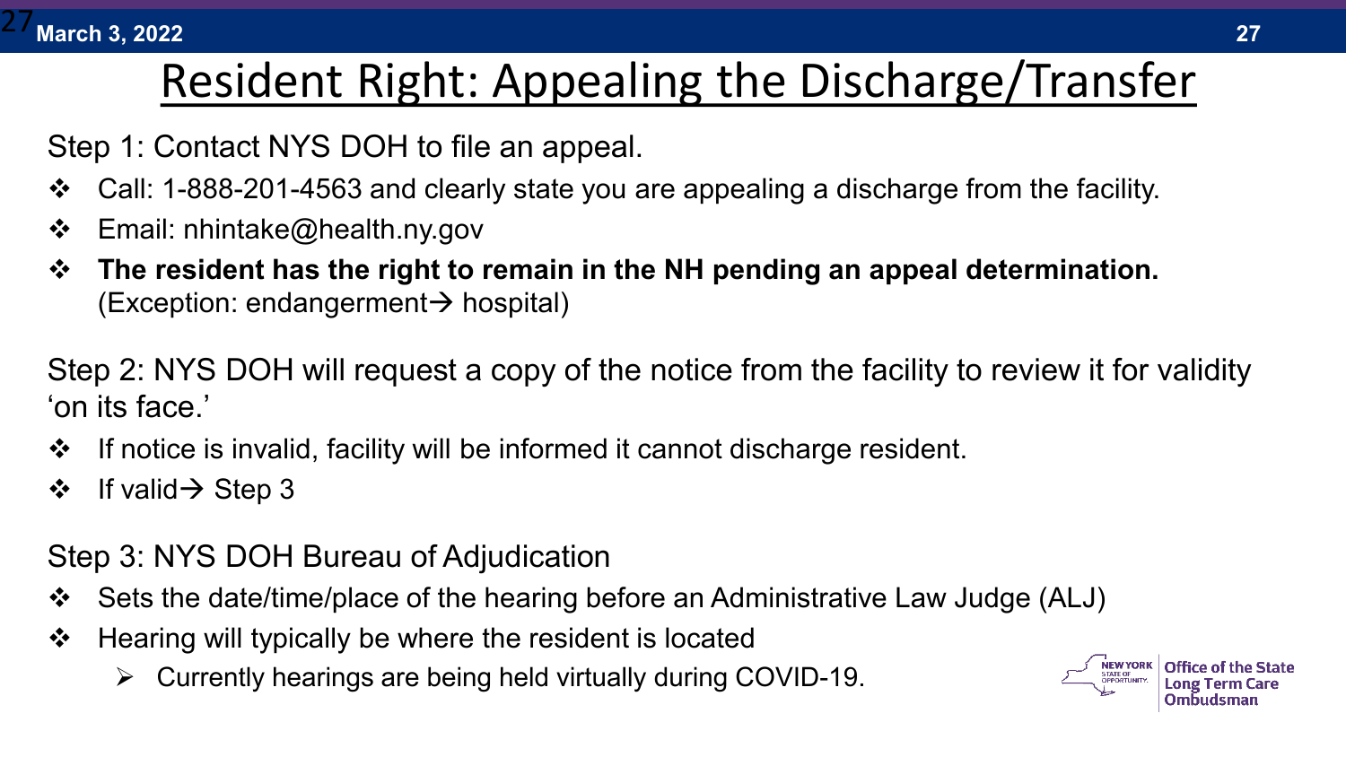# Resident Right: Appealing the Discharge/Transfer

Step 1: Contact NYS DOH to file an appeal.

- Call: 1-888-201-4563 and clearly state you are appealing a discharge from the facility.
- Email: nhintake@health.ny.gov
- **The resident has the right to remain in the NH pending an appeal determination.** (Exception: endangerment→ hospital)

Step 2: NYS DOH will request a copy of the notice from the facility to review it for validity 'on its face.'

- If notice is invalid, facility will be informed it cannot discharge resident.
- If valid→ Step 3

Step 3: NYS DOH Bureau of Adjudication

- Sets the date/time/place of the hearing before an Administrative Law Judge (ALJ)
- Hearing will typically be where the resident is located
  - Currently hearings are being held virtually during COVID-19.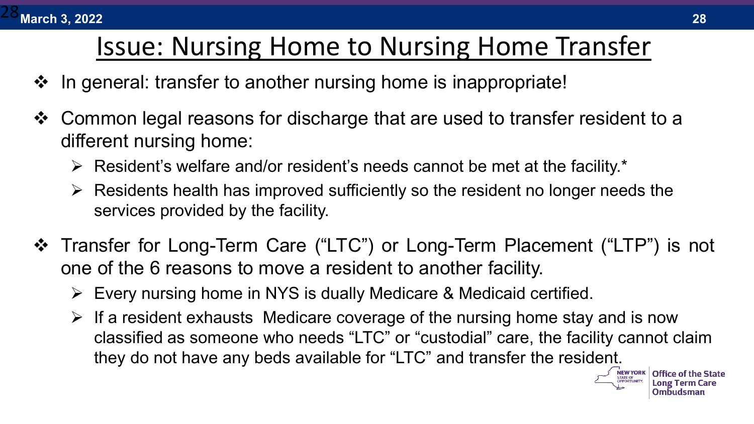# Issue: Nursing Home to Nursing Home Transfer

- In general: transfer to another nursing home is inappropriate!
- Common legal reasons for discharge that are used to transfer resident to a different nursing home:
  - Resident's welfare and/or resident's needs cannot be met at the facility.*
  - Residents health has improved sufficiently so the resident no longer needs the services provided by the facility.
- Transfer for Long-Term Care ("LTC") or Long-Term Placement ("LTP") is not one of the 6 reasons to move a resident to another facility.
  - Every nursing home in NYS is dually Medicare & Medicaid certified.
  - If a resident exhausts Medicare coverage of the nursing home stay and is now classified as someone who needs "LTC" or "custodial" care, the facility cannot claim they do not have any beds available for "LTC" and transfer the resident.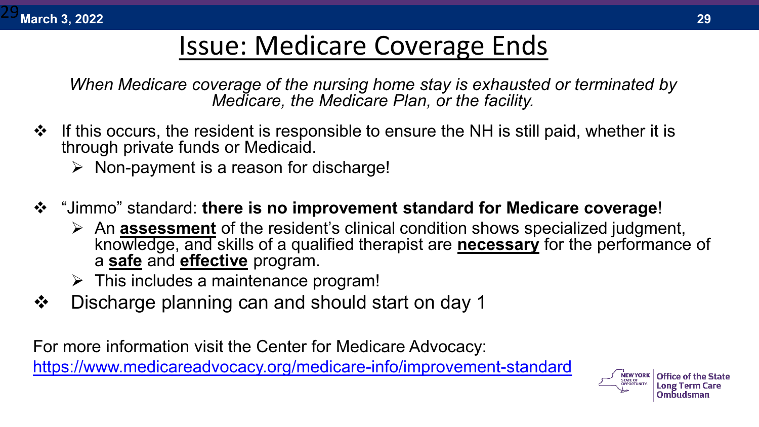# Issue: Medicare Coverage Ends

*When Medicare coverage of the nursing home stay is exhausted or terminated by Medicare, the Medicare Plan, or the facility.*

- If this occurs, the resident is responsible to ensure the NH is still paid, whether it is through private funds or Medicaid.
  - Non-payment is a reason for discharge!
- "Jimmo" standard: **there is no improvement standard for Medicare coverage**!
  - An **assessment** of the resident's clinical condition shows specialized judgment, knowledge, and skills of a qualified therapist are **necessary** for the performance of a **safe** and **effective** program.
  - This includes a maintenance program!
- Discharge planning can and should start on day 1

For more information visit the Center for Medicare Advocacy: https://www.medicareadvocacy.org/medicare-info/improvement-standard

NEW YORK STATE OF OPPORTUNITY. | Office of the State Long Term Care Ombudsman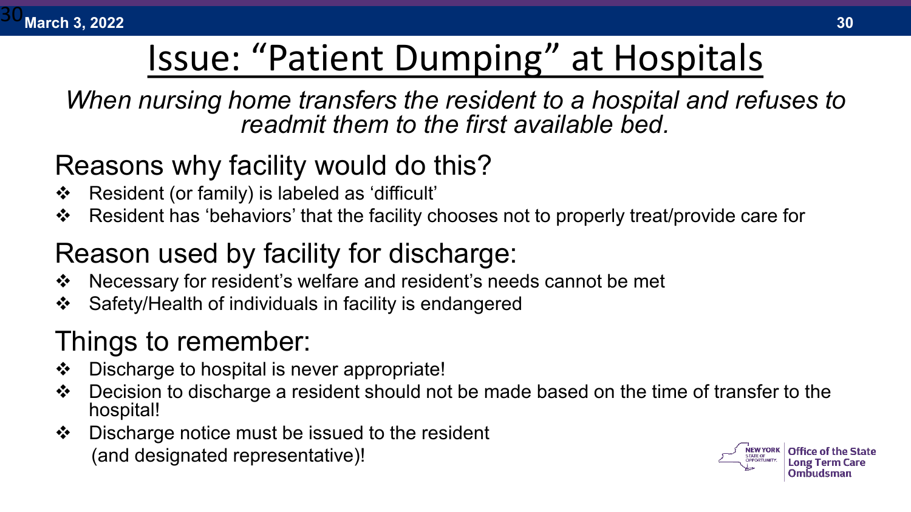# Issue: "Patient Dumping" at Hospitals

*When nursing home transfers the resident to a hospital and refuses to readmit them to the first available bed.*

## Reasons why facility would do this?

- Resident (or family) is labeled as 'difficult'
- Resident has 'behaviors' that the facility chooses not to properly treat/provide care for

## Reason used by facility for discharge:

- Necessary for resident's welfare and resident's needs cannot be met
- Safety/Health of individuals in facility is endangered

## Things to remember:

- Discharge to hospital is never appropriate!
- Decision to discharge a resident should not be made based on the time of transfer to the hospital!
- Discharge notice must be issued to the resident (and designated representative)!

NEW YORK STATE OF OPPORTUNITY. | Office of the State Long Term Care Ombudsman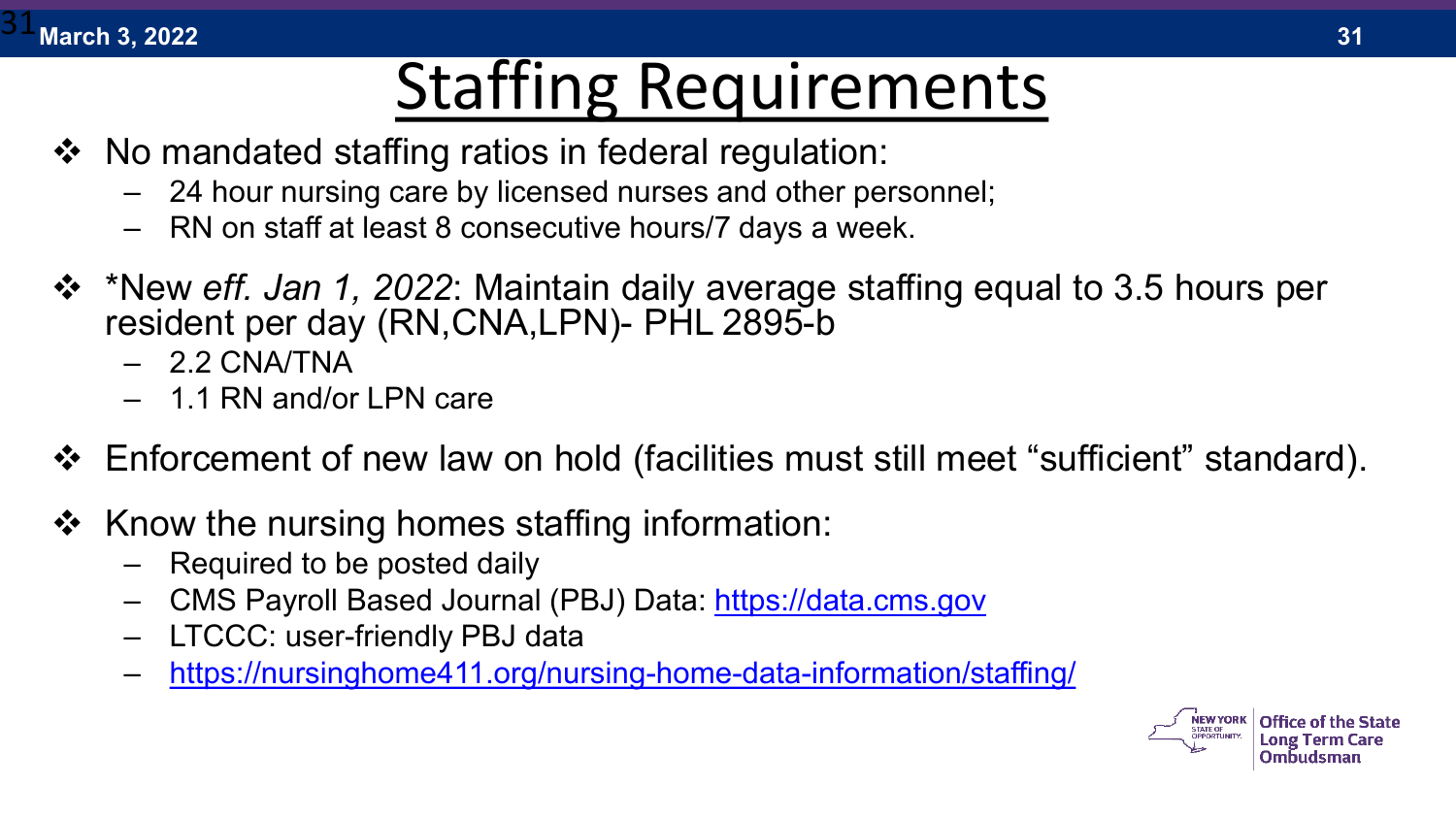# Staffing Requirements

- No mandated staffing ratios in federal regulation:
  - 24 hour nursing care by licensed nurses and other personnel;
  - RN on staff at least 8 consecutive hours/7 days a week.
- *New *eff. Jan 1, 2022*: Maintain daily average staffing equal to 3.5 hours per resident per day (RN,CNA,LPN)- PHL 2895-b
  - 2.2 CNA/TNA
  - 1.1 RN and/or LPN care
- Enforcement of new law on hold (facilities must still meet "sufficient" standard).
- Know the nursing homes staffing information:
  - Required to be posted daily
  - CMS Payroll Based Journal (PBJ) Data: https://data.cms.gov
  - LTCCC: user-friendly PBJ data
  - https://nursinghome411.org/nursing-home-data-information/staffing/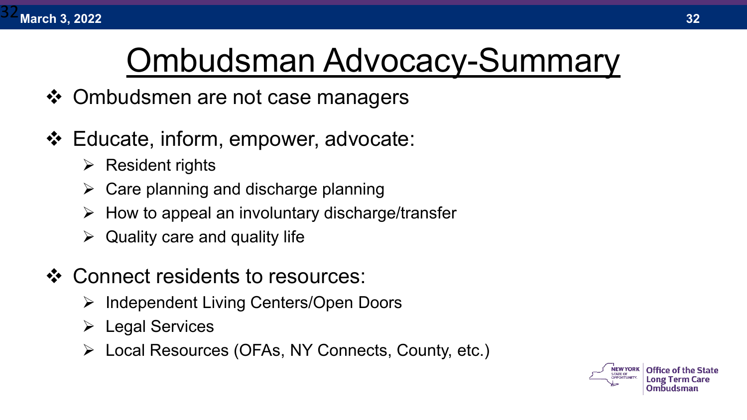# Ombudsman Advocacy-Summary

- Ombudsmen are not case managers
- Educate, inform, empower, advocate:
  - Resident rights
  - Care planning and discharge planning
  - How to appeal an involuntary discharge/transfer
  - Quality care and quality life
- Connect residents to resources:
  - Independent Living Centers/Open Doors
  - Legal Services
  - Local Resources (OFAs, NY Connects, County, etc.)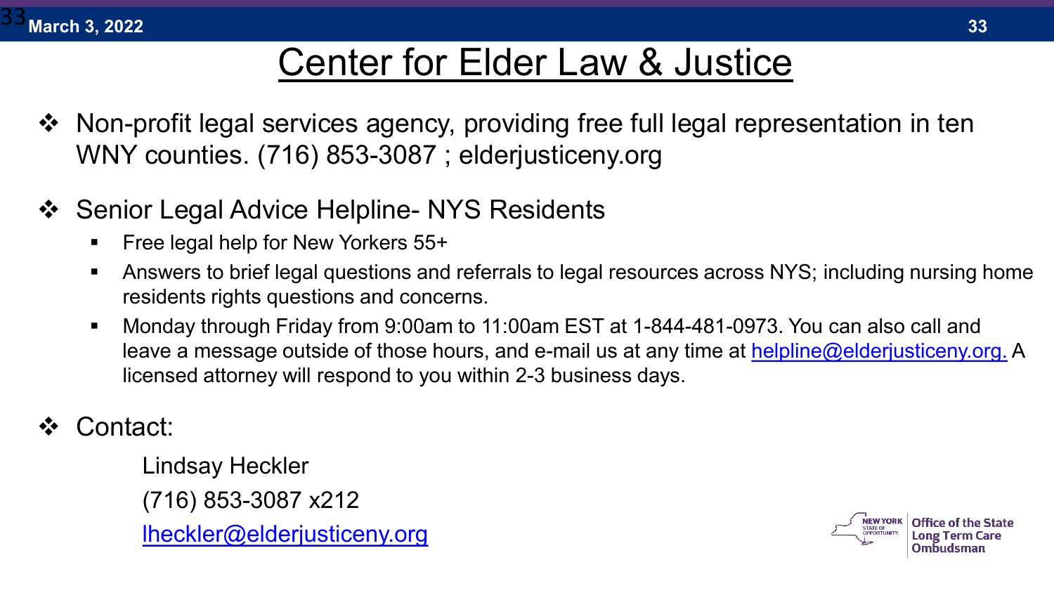# Center for Elder Law & Justice

- Non-profit legal services agency, providing free full legal representation in ten WNY counties. (716) 853-3087 ; elderjusticeny.org

- Senior Legal Advice Helpline- NYS Residents
  - Free legal help for New Yorkers 55+
  - Answers to brief legal questions and referrals to legal resources across NYS; including nursing home residents rights questions and concerns.
  - Monday through Friday from 9:00am to 11:00am EST at 1-844-481-0973. You can also call and leave a message outside of those hours, and e-mail us at any time at helpline@elderjusticeny.org. A licensed attorney will respond to you within 2-3 business days.

- Contact:

  Lindsay Heckler

  (716) 853-3087 x212

  lheckler@elderjusticeny.org

Office of the State Long Term Care Ombudsman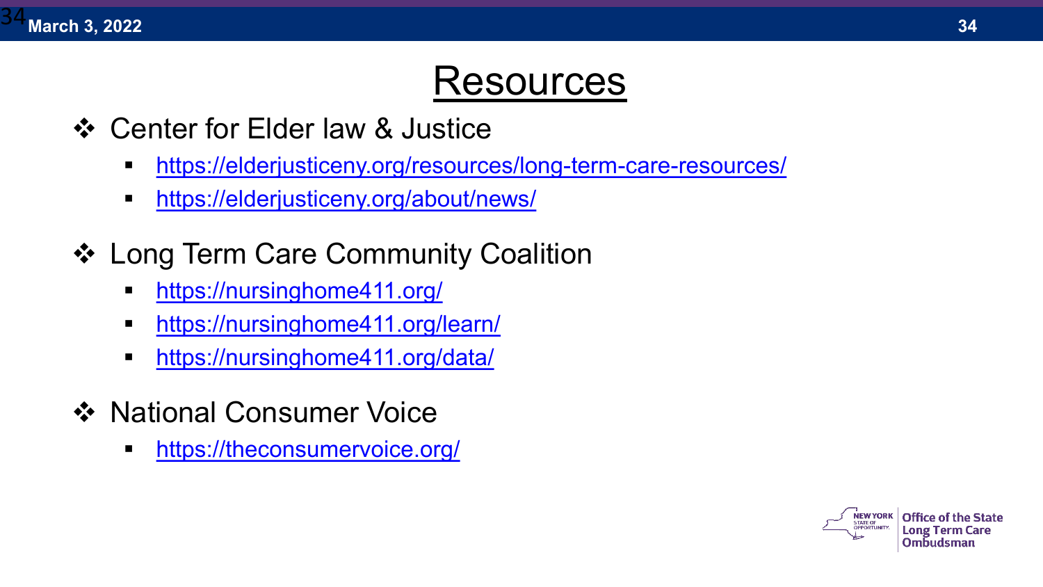# Resources

- Center for Elder law & Justice
  - https://elderjusticeny.org/resources/long-term-care-resources/
  - https://elderjusticeny.org/about/news/

- Long Term Care Community Coalition
  - https://nursinghome411.org/
  - https://nursinghome411.org/learn/
  - https://nursinghome411.org/data/

- National Consumer Voice
  - https://theconsumervoice.org/

NEW YORK STATE OF OPPORTUNITY. Office of the State Long Term Care Ombudsman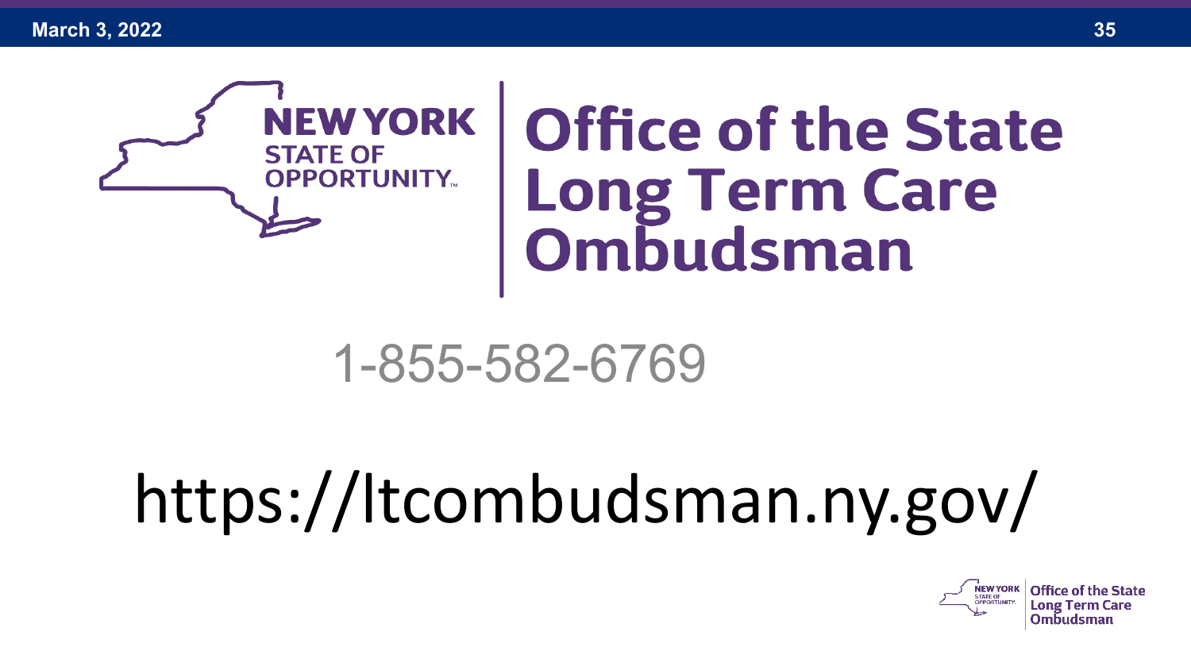NEW YORK STATE OF OPPORTUNITY.

# Office of the State Long Term Care Ombudsman

1-855-582-6769

https://ltcombudsman.ny.gov/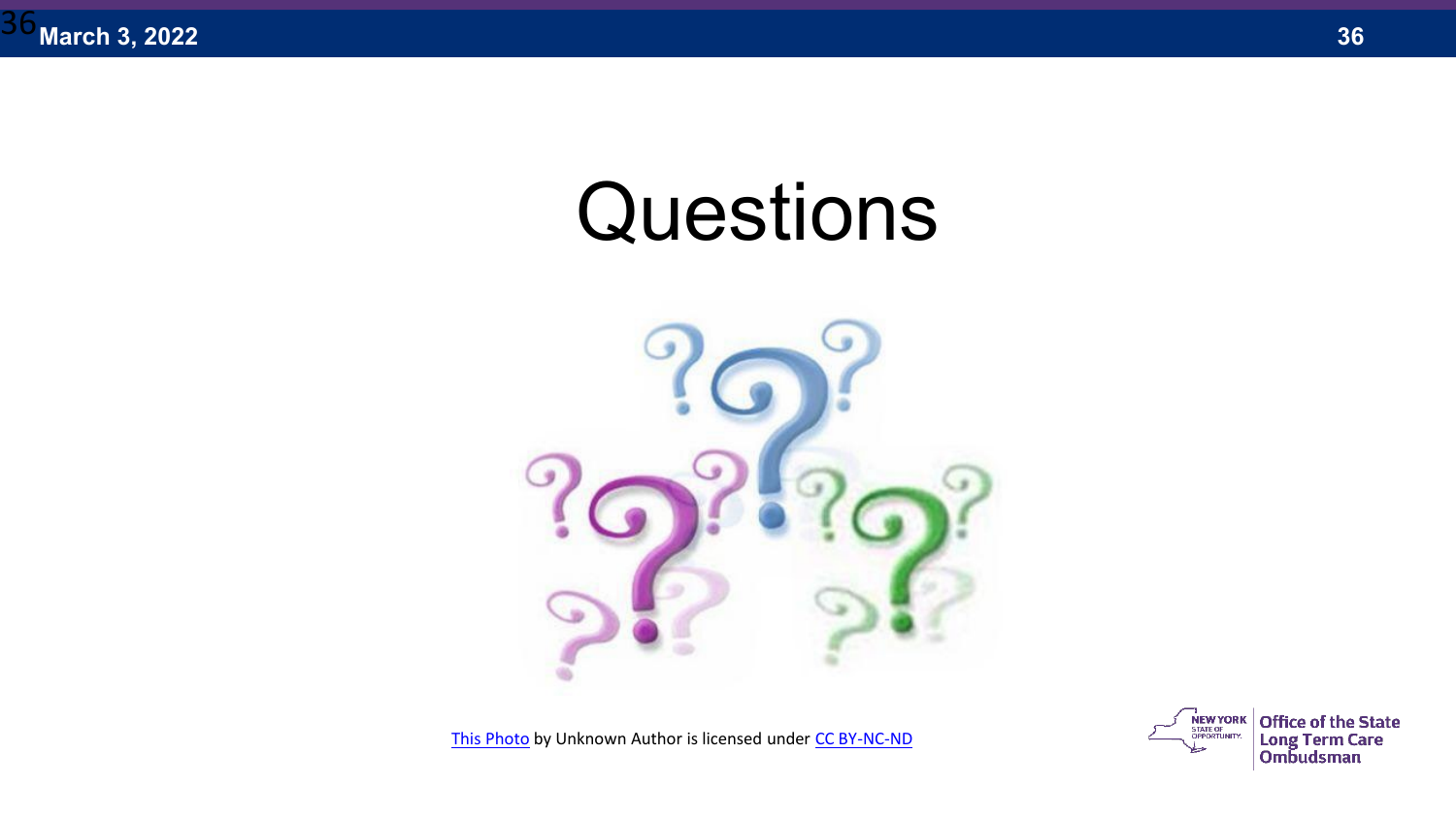# Questions

This Photo by Unknown Author is licensed under CC BY-NC-ND

NEW YORK STATE OF OPPORTUNITY. Office of the State Long Term Care Ombudsman